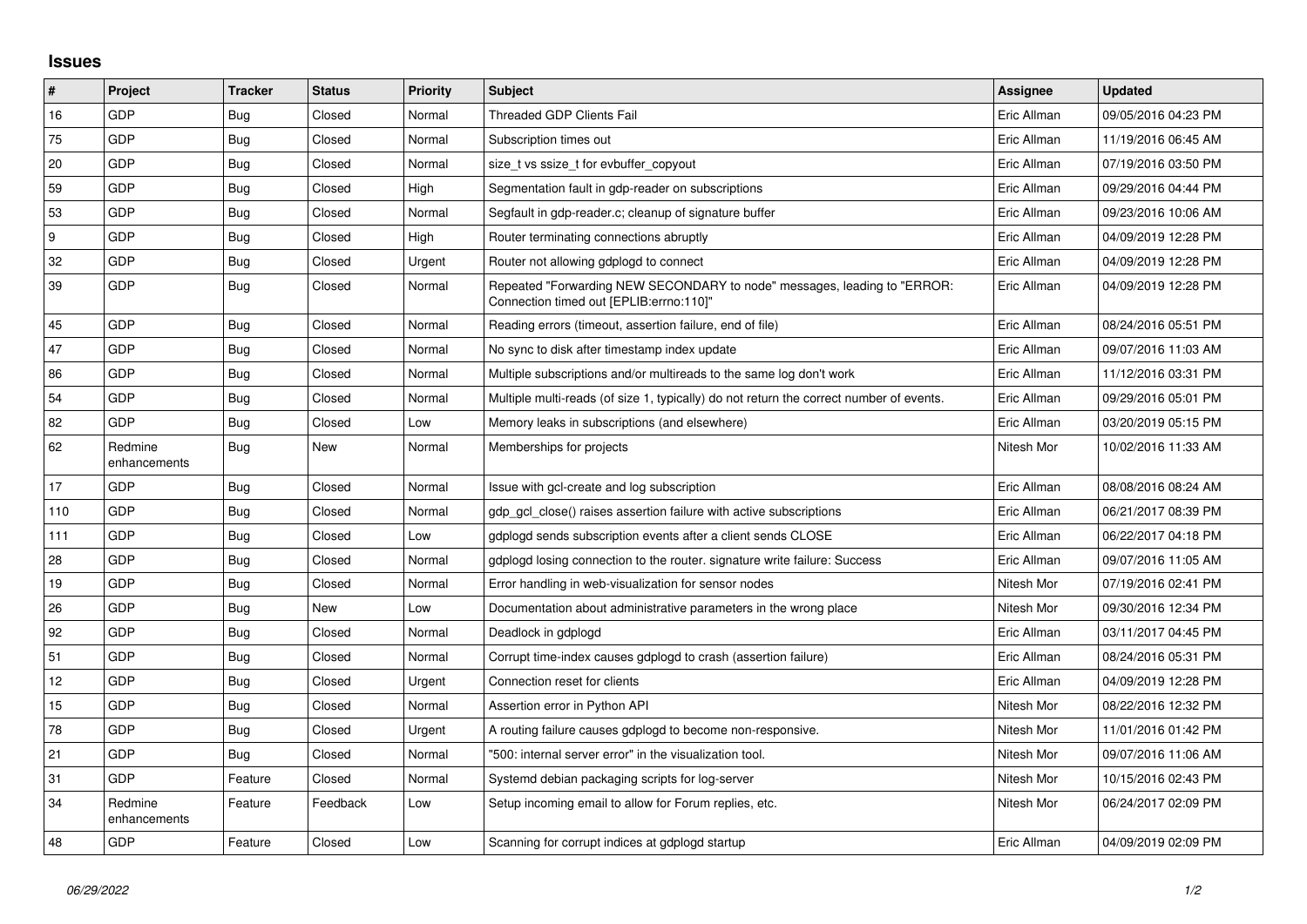## Issues

| # | Project | Tracker | Status | Priority | Subject | Assignee | Updated |
|---|---|---|---|---|---|---|---|
| 16 | GDP | Bug | Closed | Normal | Threaded GDP Clients Fail | Eric Allman | 09/05/2016 04:23 PM |
| 75 | GDP | Bug | Closed | Normal | Subscription times out | Eric Allman | 11/19/2016 06:45 AM |
| 20 | GDP | Bug | Closed | Normal | size_t vs ssize_t for evbuffer_copyout | Eric Allman | 07/19/2016 03:50 PM |
| 59 | GDP | Bug | Closed | High | Segmentation fault in gdp-reader on subscriptions | Eric Allman | 09/29/2016 04:44 PM |
| 53 | GDP | Bug | Closed | Normal | Segfault in gdp-reader.c; cleanup of signature buffer | Eric Allman | 09/23/2016 10:06 AM |
| 9 | GDP | Bug | Closed | High | Router terminating connections abruptly | Eric Allman | 04/09/2019 12:28 PM |
| 32 | GDP | Bug | Closed | Urgent | Router not allowing gdplogd to connect | Eric Allman | 04/09/2019 12:28 PM |
| 39 | GDP | Bug | Closed | Normal | Repeated "Forwarding NEW SECONDARY to node" messages, leading to "ERROR: Connection timed out [EPLIB:errno:110]" | Eric Allman | 04/09/2019 12:28 PM |
| 45 | GDP | Bug | Closed | Normal | Reading errors (timeout, assertion failure, end of file) | Eric Allman | 08/24/2016 05:51 PM |
| 47 | GDP | Bug | Closed | Normal | No sync to disk after timestamp index update | Eric Allman | 09/07/2016 11:03 AM |
| 86 | GDP | Bug | Closed | Normal | Multiple subscriptions and/or multireads to the same log don't work | Eric Allman | 11/12/2016 03:31 PM |
| 54 | GDP | Bug | Closed | Normal | Multiple multi-reads (of size 1, typically) do not return the correct number of events. | Eric Allman | 09/29/2016 05:01 PM |
| 82 | GDP | Bug | Closed | Low | Memory leaks in subscriptions (and elsewhere) | Eric Allman | 03/20/2019 05:15 PM |
| 62 | Redmine enhancements | Bug | New | Normal | Memberships for projects | Nitesh Mor | 10/02/2016 11:33 AM |
| 17 | GDP | Bug | Closed | Normal | Issue with gcl-create and log subscription | Eric Allman | 08/08/2016 08:24 AM |
| 110 | GDP | Bug | Closed | Normal | gdp_gcl_close() raises assertion failure with active subscriptions | Eric Allman | 06/21/2017 08:39 PM |
| 111 | GDP | Bug | Closed | Low | gdplogd sends subscription events after a client sends CLOSE | Eric Allman | 06/22/2017 04:18 PM |
| 28 | GDP | Bug | Closed | Normal | gdplogd losing connection to the router. signature write failure: Success | Eric Allman | 09/07/2016 11:05 AM |
| 19 | GDP | Bug | Closed | Normal | Error handling in web-visualization for sensor nodes | Nitesh Mor | 07/19/2016 02:41 PM |
| 26 | GDP | Bug | New | Low | Documentation about administrative parameters in the wrong place | Nitesh Mor | 09/30/2016 12:34 PM |
| 92 | GDP | Bug | Closed | Normal | Deadlock in gdplogd | Eric Allman | 03/11/2017 04:45 PM |
| 51 | GDP | Bug | Closed | Normal | Corrupt time-index causes gdplogd to crash (assertion failure) | Eric Allman | 08/24/2016 05:31 PM |
| 12 | GDP | Bug | Closed | Urgent | Connection reset for clients | Eric Allman | 04/09/2019 12:28 PM |
| 15 | GDP | Bug | Closed | Normal | Assertion error in Python API | Nitesh Mor | 08/22/2016 12:32 PM |
| 78 | GDP | Bug | Closed | Urgent | A routing failure causes gdplogd to become non-responsive. | Nitesh Mor | 11/01/2016 01:42 PM |
| 21 | GDP | Bug | Closed | Normal | "500: internal server error" in the visualization tool. | Nitesh Mor | 09/07/2016 11:06 AM |
| 31 | GDP | Feature | Closed | Normal | Systemd debian packaging scripts for log-server | Nitesh Mor | 10/15/2016 02:43 PM |
| 34 | Redmine enhancements | Feature | Feedback | Low | Setup incoming email to allow for Forum replies, etc. | Nitesh Mor | 06/24/2017 02:09 PM |
| 48 | GDP | Feature | Closed | Low | Scanning for corrupt indices at gdplogd startup | Eric Allman | 04/09/2019 02:09 PM |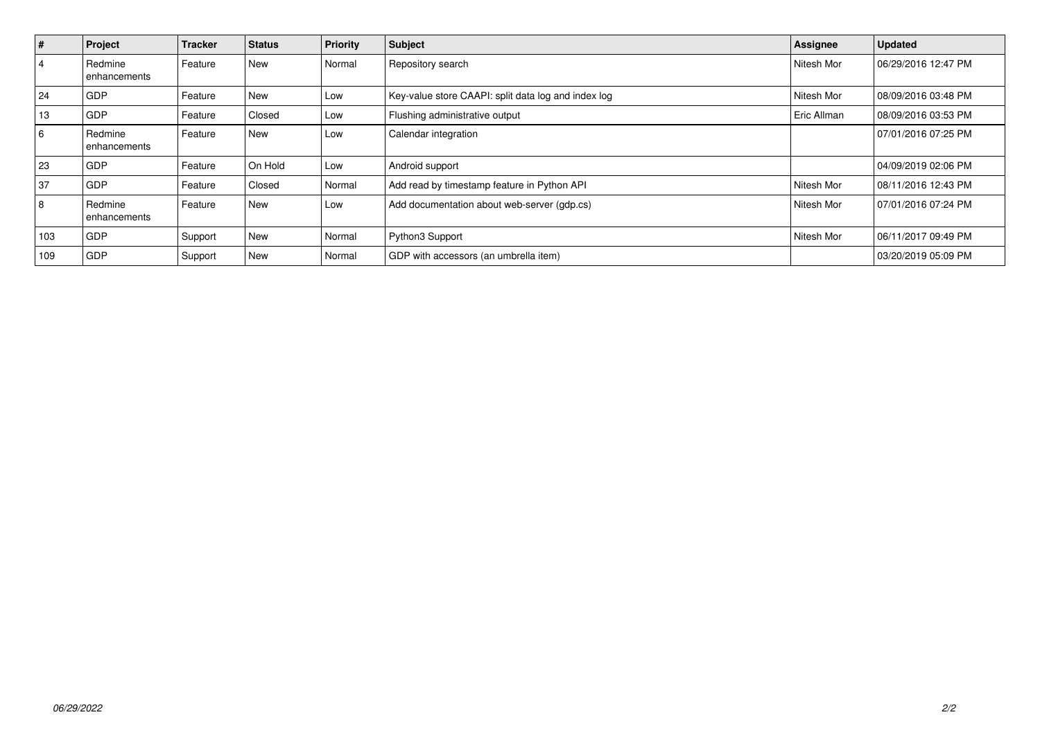| # | Project | Tracker | Status | Priority | Subject | Assignee | Updated |
|---|---|---|---|---|---|---|---|
| 4 | Redmine enhancements | Feature | New | Normal | Repository search | Nitesh Mor | 06/29/2016 12:47 PM |
| 24 | GDP | Feature | New | Low | Key-value store CAAPI: split data log and index log | Nitesh Mor | 08/09/2016 03:48 PM |
| 13 | GDP | Feature | Closed | Low | Flushing administrative output | Eric Allman | 08/09/2016 03:53 PM |
| 6 | Redmine enhancements | Feature | New | Low | Calendar integration | | 07/01/2016 07:25 PM |
| 23 | GDP | Feature | On Hold | Low | Android support | | 04/09/2019 02:06 PM |
| 37 | GDP | Feature | Closed | Normal | Add read by timestamp feature in Python API | Nitesh Mor | 08/11/2016 12:43 PM |
| 8 | Redmine enhancements | Feature | New | Low | Add documentation about web-server (gdp.cs) | Nitesh Mor | 07/01/2016 07:24 PM |
| 103 | GDP | Support | New | Normal | Python3 Support | Nitesh Mor | 06/11/2017 09:49 PM |
| 109 | GDP | Support | New | Normal | GDP with accessors (an umbrella item) | | 03/20/2019 05:09 PM |